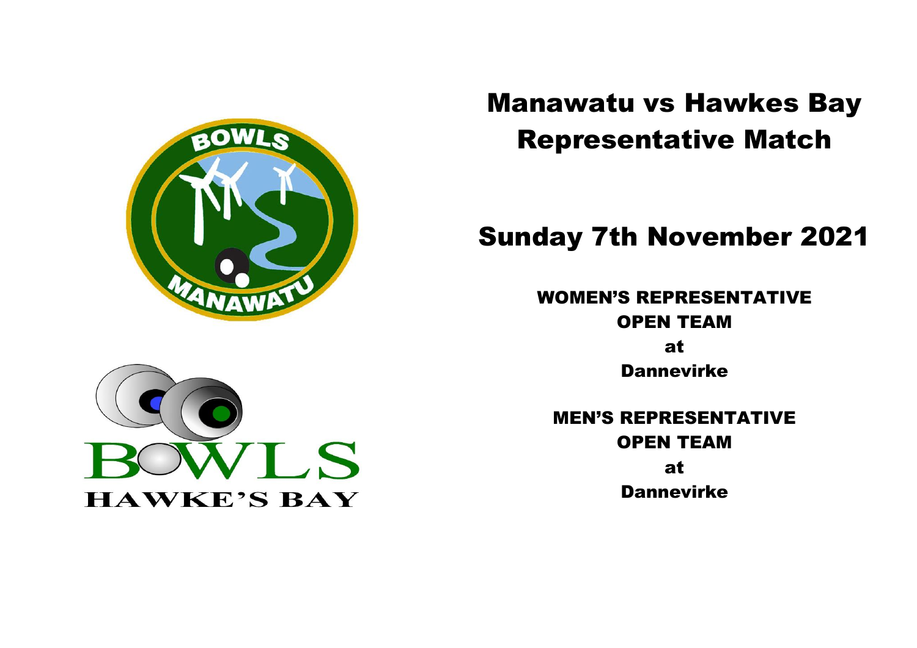# Manawatu vs Hawkes Bay Representative Match

## Sunday 7th November 2021

**WOMEN'S REPRESENTATIVE OPEN TEAM at Dannevirke**

**MEN'S REPRESENTATIVE OPEN TEAM at Dannevirke**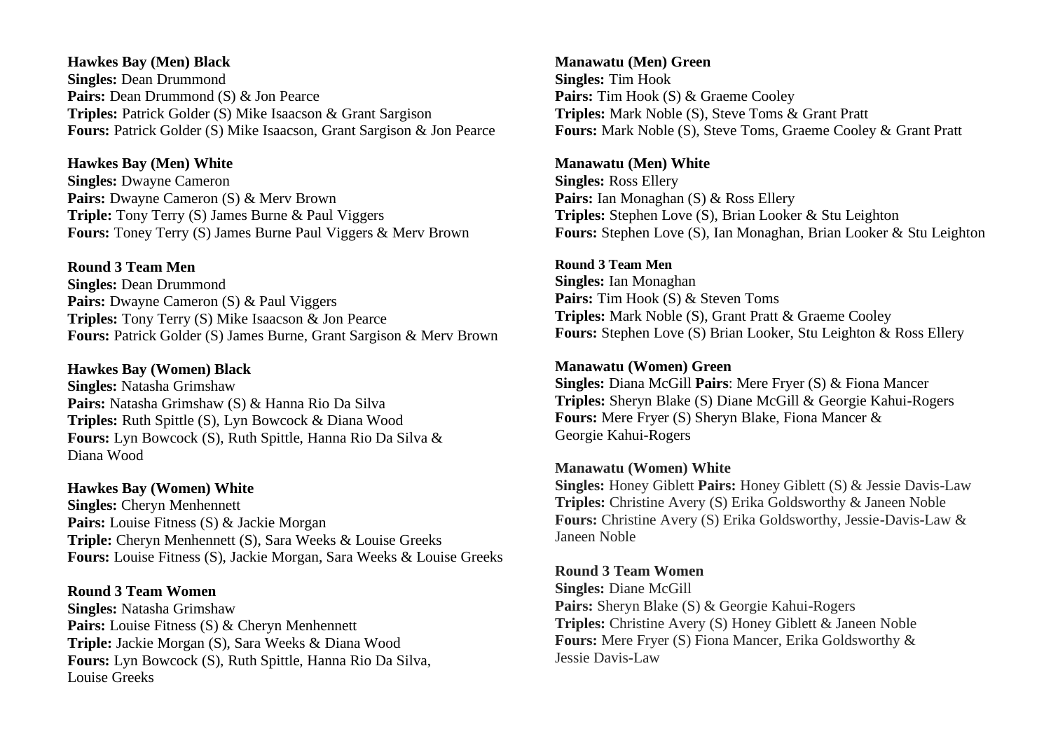**Hawkes Bay (Men) Black**
**Singles:** Dean Drummond
**Pairs:** Dean Drummond (S) & Jon Pearce
**Triples:** Patrick Golder (S) Mike Isaacson & Grant Sargison
**Fours:** Patrick Golder (S) Mike Isaacson, Grant Sargison & Jon Pearce

**Hawkes Bay (Men) White**
**Singles:** Dwayne Cameron
**Pairs:** Dwayne Cameron (S) & Merv Brown
**Triple:** Tony Terry (S) James Burne & Paul Viggers
**Fours:** Toney Terry (S) James Burne Paul Viggers & Merv Brown

**Round 3 Team Men**
**Singles:** Dean Drummond
**Pairs:** Dwayne Cameron (S) & Paul Viggers
**Triples:** Tony Terry (S) Mike Isaacson & Jon Pearce
**Fours:** Patrick Golder (S) James Burne, Grant Sargison & Merv Brown

**Hawkes Bay (Women) Black**
**Singles:** Natasha Grimshaw
**Pairs:** Natasha Grimshaw (S) & Hanna Rio Da Silva
**Triples:** Ruth Spittle (S), Lyn Bowcock & Diana Wood
**Fours:** Lyn Bowcock (S), Ruth Spittle, Hanna Rio Da Silva & Diana Wood

**Hawkes Bay (Women) White**
**Singles:** Cheryn Menhennett
**Pairs:** Louise Fitness (S) & Jackie Morgan
**Triple:** Cheryn Menhennett (S), Sara Weeks & Louise Greeks
**Fours:** Louise Fitness (S), Jackie Morgan, Sara Weeks & Louise Greeks

**Round 3 Team Women**
**Singles:** Natasha Grimshaw
**Pairs:** Louise Fitness (S) & Cheryn Menhennett
**Triple:** Jackie Morgan (S), Sara Weeks & Diana Wood
**Fours:** Lyn Bowcock (S), Ruth Spittle, Hanna Rio Da Silva, Louise Greeks

**Manawatu (Men) Green**
**Singles:** Tim Hook
**Pairs:** Tim Hook (S) & Graeme Cooley
**Triples:** Mark Noble (S), Steve Toms & Grant Pratt
**Fours:** Mark Noble (S), Steve Toms, Graeme Cooley & Grant Pratt

**Manawatu (Men) White**
**Singles:** Ross Ellery
**Pairs:** Ian Monaghan (S) & Ross Ellery
**Triples:** Stephen Love (S), Brian Looker & Stu Leighton
**Fours:** Stephen Love (S), Ian Monaghan, Brian Looker & Stu Leighton

**Round 3 Team Men**
**Singles:** Ian Monaghan
**Pairs:** Tim Hook (S) & Steven Toms
**Triples:** Mark Noble (S), Grant Pratt & Graeme Cooley
**Fours:** Stephen Love (S) Brian Looker, Stu Leighton & Ross Ellery

**Manawatu (Women) Green**
**Singles:** Diana McGill **Pairs**: Mere Fryer (S) & Fiona Mancer
**Triples:** Sheryn Blake (S) Diane McGill & Georgie Kahui-Rogers
**Fours:** Mere Fryer (S) Sheryn Blake, Fiona Mancer & Georgie Kahui-Rogers

**Manawatu (Women) White**
**Singles:** Honey Giblett **Pairs:** Honey Giblett (S) & Jessie Davis-Law
**Triples:** Christine Avery (S) Erika Goldsworthy & Janeen Noble
**Fours:** Christine Avery (S) Erika Goldsworthy, Jessie-Davis-Law & Janeen Noble

**Round 3 Team Women**
**Singles:** Diane McGill
**Pairs:** Sheryn Blake (S) & Georgie Kahui-Rogers
**Triples:** Christine Avery (S) Honey Giblett & Janeen Noble
**Fours:** Mere Fryer (S) Fiona Mancer, Erika Goldsworthy & Jessie Davis-Law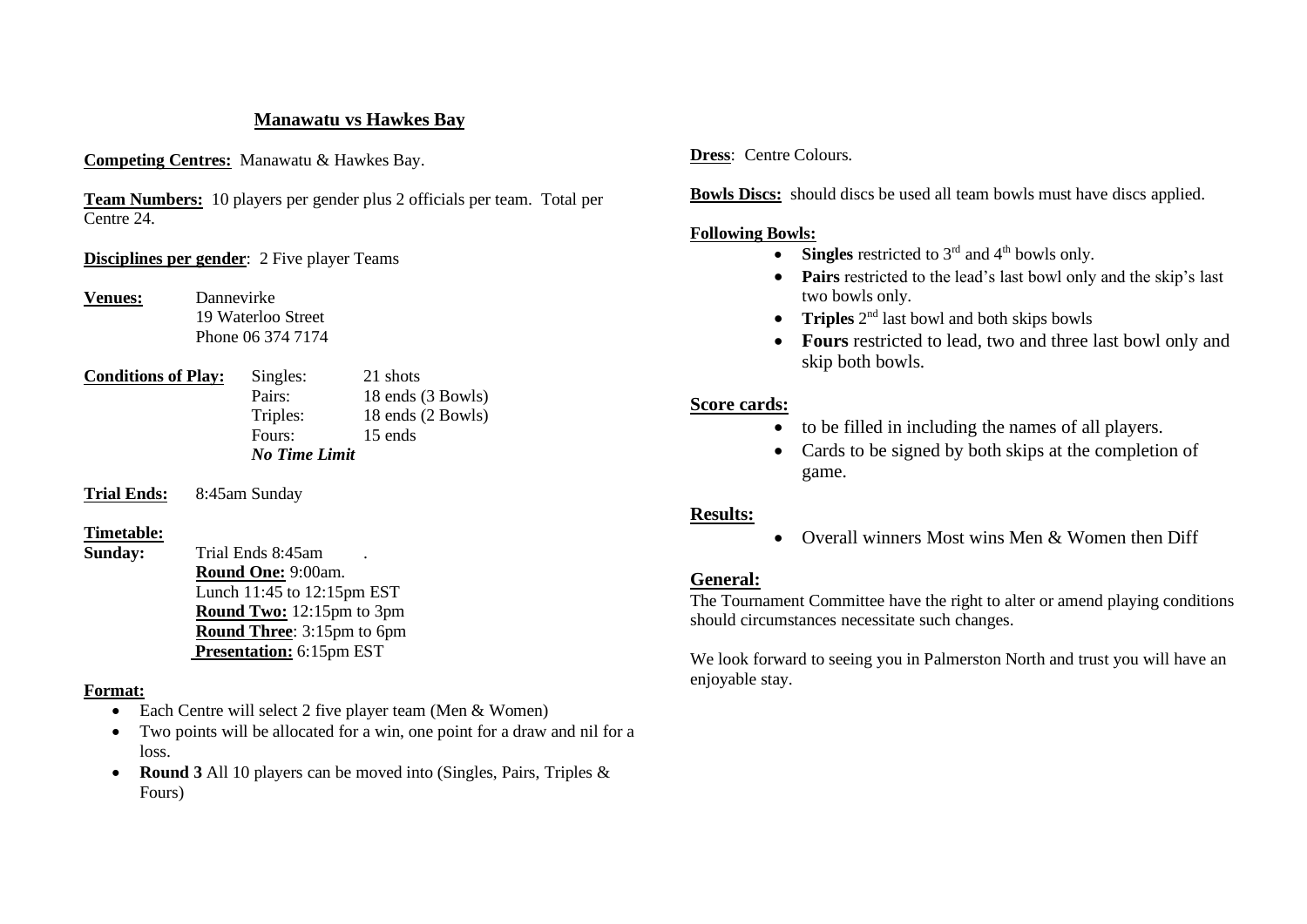## Manawatu vs Hawkes Bay

**Competing Centres:** Manawatu & Hawkes Bay.

**Team Numbers:** 10 players per gender plus 2 officials per team. Total per Centre 24.

**Disciplines per gender**: 2 Five player Teams

**Venues:** Dannevirke
19 Waterloo Street
Phone 06 374 7174

**Conditions of Play:**

| | |
|---|---|
| Singles: | 21 shots |
| Pairs: | 18 ends (3 Bowls) |
| Triples: | 18 ends (2 Bowls) |
| Fours: | 15 ends |

***No Time Limit***

**Trial Ends:** 8:45am Sunday

**Timetable:**

**Sunday:** Trial Ends 8:45am .
**Round One:** 9:00am.
Lunch 11:45 to 12:15pm EST
**Round Two:** 12:15pm to 3pm
**Round Three**: 3:15pm to 6pm
**Presentation:** 6:15pm EST

**Format:**

- Each Centre will select 2 five player team (Men & Women)
- Two points will be allocated for a win, one point for a draw and nil for a loss.
- **Round 3** All 10 players can be moved into (Singles, Pairs, Triples & Fours)

**Dress**: Centre Colours.

**Bowls Discs:** should discs be used all team bowls must have discs applied.

**Following Bowls:**

- **Singles** restricted to 3rd and 4th bowls only.
- **Pairs** restricted to the lead's last bowl only and the skip's last two bowls only.
- **Triples** 2nd last bowl and both skips bowls
- **Fours** restricted to lead, two and three last bowl only and skip both bowls.

**Score cards:**

- to be filled in including the names of all players.
- Cards to be signed by both skips at the completion of game.

**Results:**

- Overall winners Most wins Men & Women then Diff

**General:**

The Tournament Committee have the right to alter or amend playing conditions should circumstances necessitate such changes.

We look forward to seeing you in Palmerston North and trust you will have an enjoyable stay.